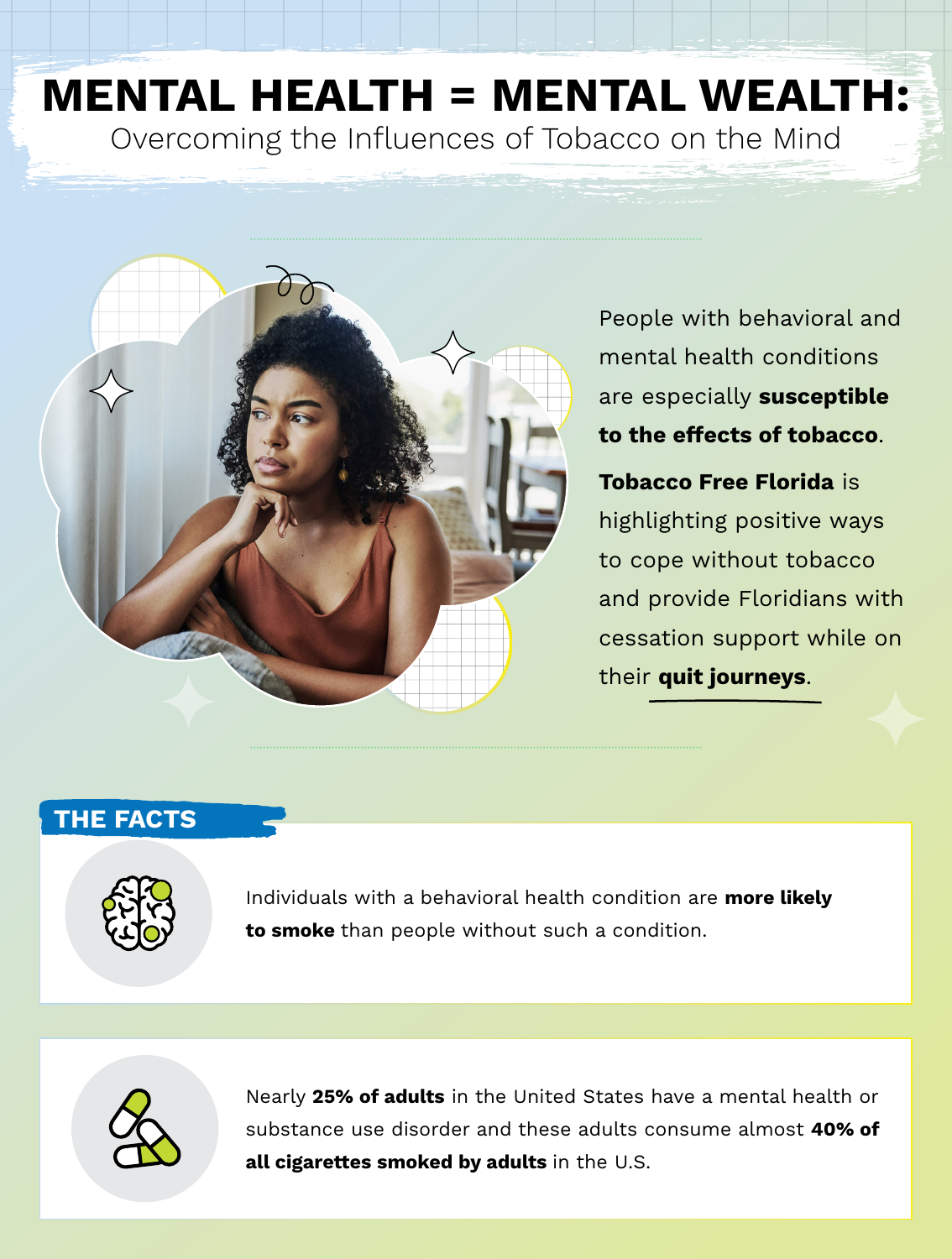# MENTAL HEALTH = MENTAL WEALTH:

## Overcoming the Influences of Tobacco on the Mind

People with behavioral and mental health conditions are especially **susceptible to the effects of tobacco**.

**Tobacco Free Florida** is highlighting positive ways to cope without tobacco and provide Floridians with cessation support while on their **quit journeys**.

## THE FACTS

Individuals with a behavioral health condition are **more likely to smoke** than people without such a condition.

Nearly **25% of adults** in the United States have a mental health or substance use disorder and these adults consume almost **40% of all cigarettes smoked by adults** in the U.S.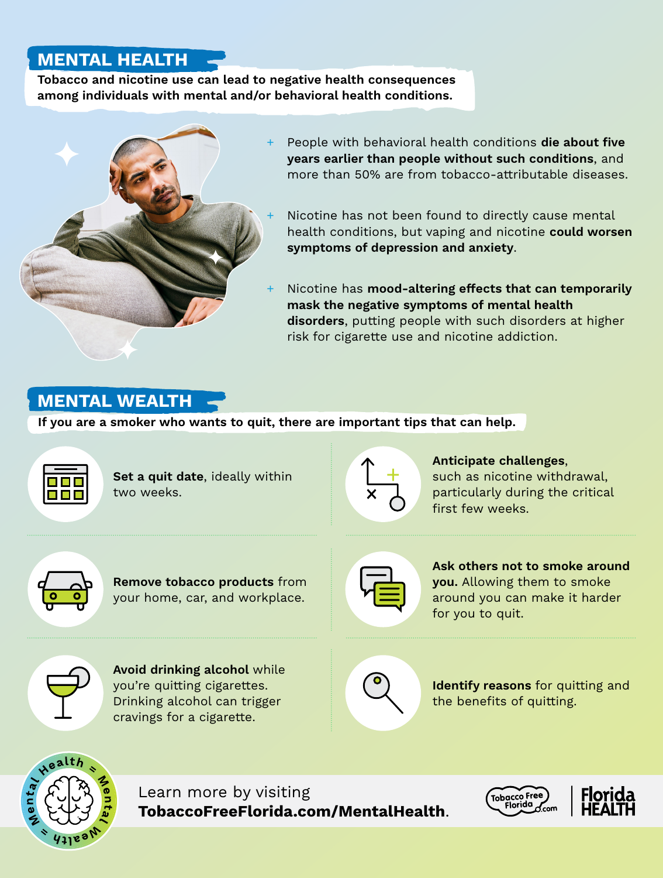## MENTAL HEALTH

**Tobacco and nicotine use can lead to negative health consequences among individuals with mental and/or behavioral health conditions.**

- People with behavioral health conditions **die about five years earlier than people without such conditions**, and more than 50% are from tobacco-attributable diseases.
- Nicotine has not been found to directly cause mental health conditions, but vaping and nicotine **could worsen symptoms of depression and anxiety**.
- Nicotine has **mood-altering effects that can temporarily mask the negative symptoms of mental health disorders**, putting people with such disorders at higher risk for cigarette use and nicotine addiction.

## MENTAL WEALTH

**If you are a smoker who wants to quit, there are important tips that can help.**

**Set a quit date**, ideally within two weeks.

**Anticipate challenges**, such as nicotine withdrawal, particularly during the critical first few weeks.

**Remove tobacco products** from your home, car, and workplace.

**Ask others not to smoke around you.** Allowing them to smoke around you can make it harder for you to quit.

**Avoid drinking alcohol** while you're quitting cigarettes. Drinking alcohol can trigger cravings for a cigarette.

**Identify reasons** for quitting and the benefits of quitting.

Health = Mental Wealth

Learn more by visiting **TobaccoFreeFlorida.com/MentalHealth**.

Tobacco Free Florida.com | Florida HEALTH